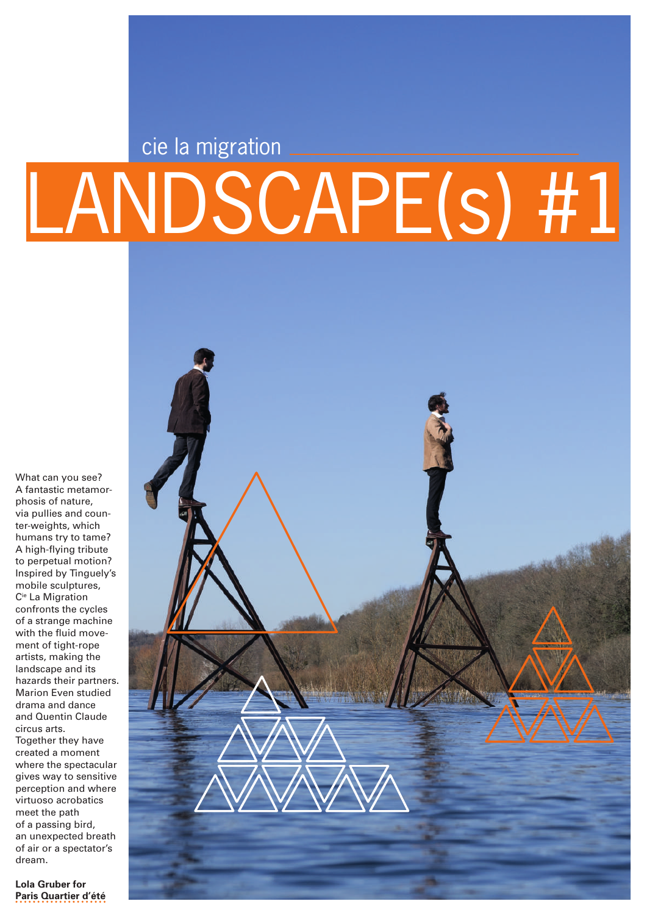cie la migration

# LANDSCAPE(s) #1

What can you see? A fantastic metamorphosis of nature, via pullies and counter-weights, which humans try to tame? A high-flying tribute to perpetual motion? Inspired by Tinguely's mobile sculptures, C[ie] La Migration confronts the cycles of a strange machine with the fluid movement of tight-rope artists, making the landscape and its hazards their partners. Marion Even studied drama and dance and Quentin Claude circus arts. Together they have created a moment where the spectacular gives way to sensitive perception and where virtuoso acrobatics meet the path of a passing bird, an unexpected breath of air or a spectator's dream.

**Lola Gruber for Paris Quartier d'été**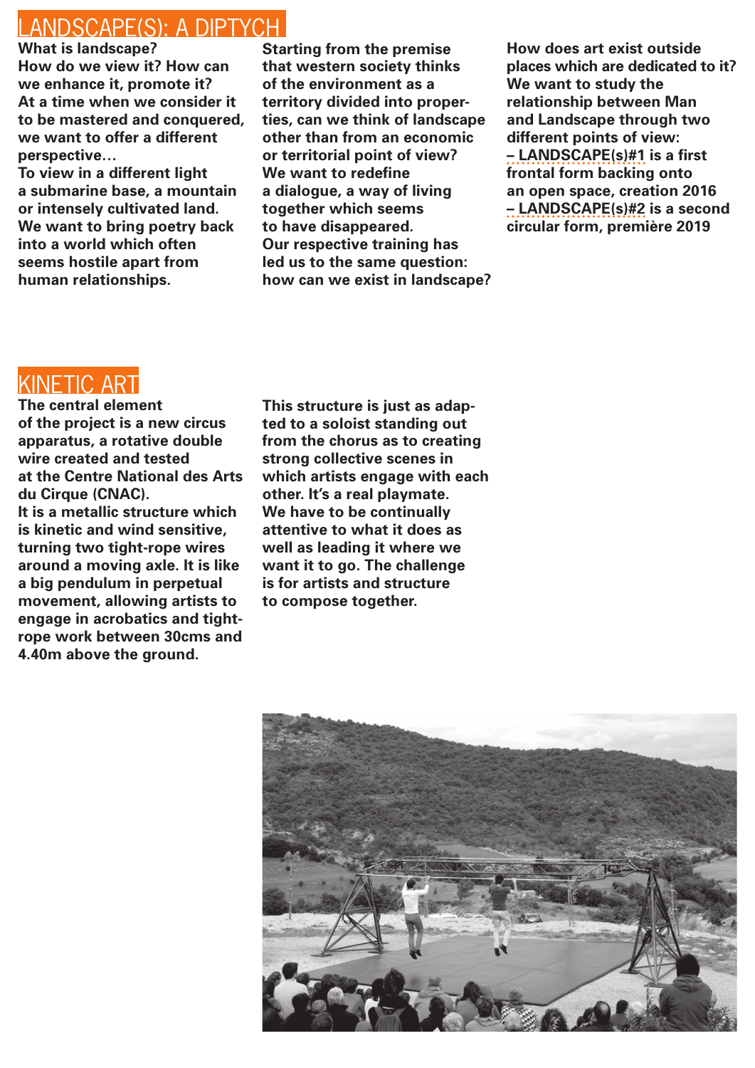## LANDSCAPE(S): A DIPTYCH

**What is landscape? How do we view it? How can we enhance it, promote it? At a time when we consider it to be mastered and conquered, we want to offer a different perspective… To view in a different light a submarine base, a mountain or intensely cultivated land. We want to bring poetry back into a world which often seems hostile apart from human relationships.**

**Starting from the premise that western society thinks of the environment as a territory divided into properties, can we think of landscape other than from an economic or territorial point of view? We want to redefine a dialogue, a way of living together which seems to have disappeared. Our respective training has led us to the same question: how can we exist in landscape?**

**How does art exist outside places which are dedicated to it? We want to study the relationship between Man and Landscape through two different points of view:**
**– LANDSCAPE(s)#1 is a first frontal form backing onto an open space, creation 2016**
**– LANDSCAPE(s)#2 is a second circular form, première 2019**

## KINETIC ART

**The central element of the project is a new circus apparatus, a rotative double wire created and tested at the Centre National des Arts du Cirque (CNAC). It is a metallic structure which is kinetic and wind sensitive, turning two tight-rope wires around a moving axle. It is like a big pendulum in perpetual movement, allowing artists to engage in acrobatics and tight-rope work between 30cms and 4.40m above the ground.**

**This structure is just as adapted to a soloist standing out from the chorus as to creating strong collective scenes in which artists engage with each other. It's a real playmate. We have to be continually attentive to what it does as well as leading it where we want it to go. The challenge is for artists and structure to compose together.**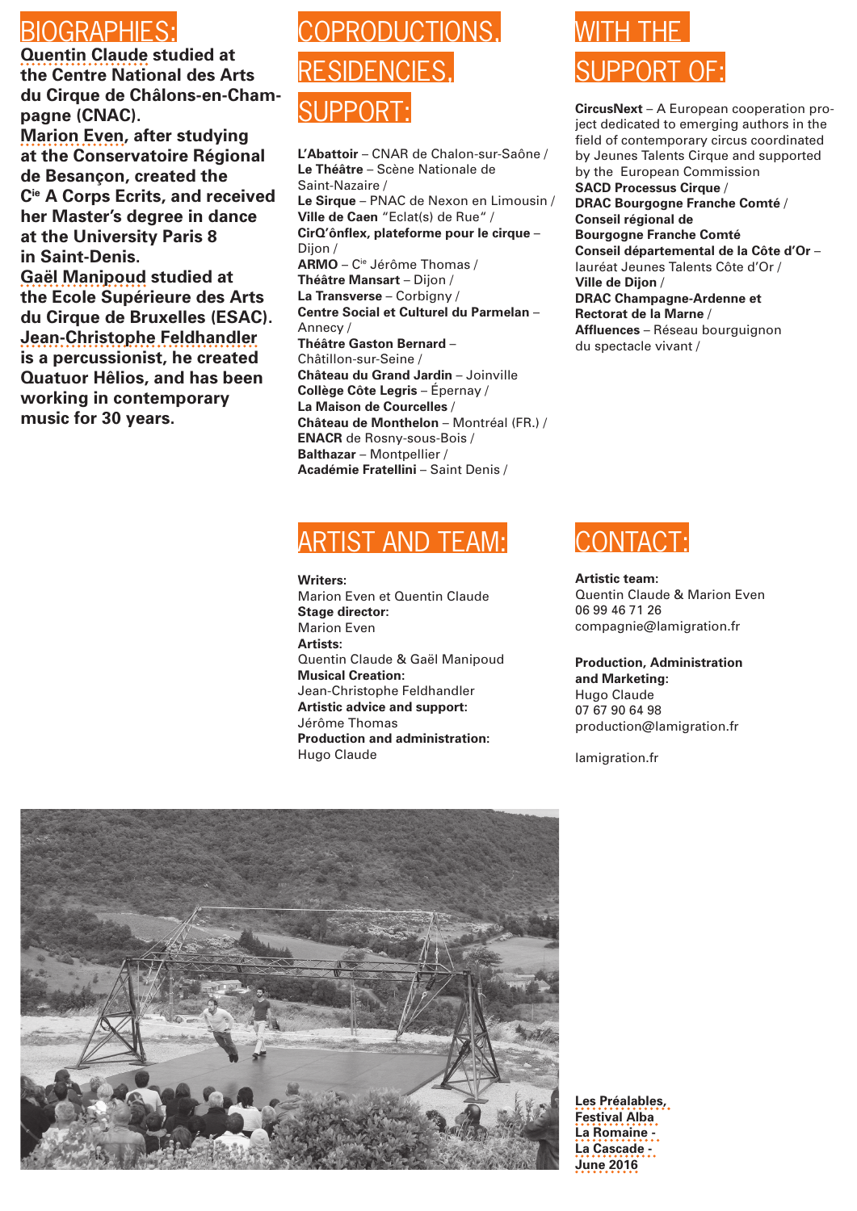# BIOGRAPHIES:

**Quentin Claude studied at the Centre National des Arts du Cirque de Châlons-en-Champagne (CNAC).**

**Marion Even, after studying at the Conservatoire Régional de Besançon, created the Cie A Corps Ecrits, and received her Master's degree in dance at the University Paris 8 in Saint-Denis.**

**Gaël Manipoud studied at the Ecole Supérieure des Arts du Cirque de Bruxelles (ESAC).**

**Jean-Christophe Feldhandler is a percussionist, he created Quatuor Hêlios, and has been working in contemporary music for 30 years.**

# COPRODUCTIONS, RESIDENCIES, SUPPORT:

**L'Abattoir** – CNAR de Chalon-sur-Saône /
**Le Théâtre** – Scène Nationale de Saint-Nazaire /
**Le Sirque** – PNAC de Nexon en Limousin /
**Ville de Caen** "Eclat(s) de Rue" /
**CirQ'ônflex, plateforme pour le cirque** – Dijon /
**ARMO** – Cie Jérôme Thomas /
**Théâtre Mansart** – Dijon /
**La Transverse** – Corbigny /
**Centre Social et Culturel du Parmelan** – Annecy /
**Théâtre Gaston Bernard** – Châtillon-sur-Seine /
**Château du Grand Jardin** – Joinville
**Collège Côte Legris** – Épernay /
**La Maison de Courcelles** /
**Château de Monthelon** – Montréal (FR.) /
**ENACR** de Rosny-sous-Bois /
**Balthazar** – Montpellier /
**Académie Fratellini** – Saint Denis /

# WITH THE SUPPORT OF:

**CircusNext** – A European cooperation project dedicated to emerging authors in the field of contemporary circus coordinated by Jeunes Talents Cirque and supported by the European Commission
**SACD Processus Cirque** /
**DRAC Bourgogne Franche Comté** /
**Conseil régional de Bourgogne Franche Comté**
**Conseil départemental de la Côte d'Or** – lauréat Jeunes Talents Côte d'Or /
**Ville de Dijon** /
**DRAC Champagne-Ardenne et Rectorat de la Marne** /
**Affluences** – Réseau bourguignon du spectacle vivant /

# ARTIST AND TEAM:

**Writers:**
Marion Even et Quentin Claude
**Stage director:**
Marion Even
**Artists:**
Quentin Claude & Gaël Manipoud
**Musical Creation:**
Jean-Christophe Feldhandler
**Artistic advice and support:**
Jérôme Thomas
**Production and administration:**
Hugo Claude

# CONTACT:

**Artistic team:**
Quentin Claude & Marion Even
06 99 46 71 26
compagnie@lamigration.fr

**Production, Administration and Marketing:**
Hugo Claude
07 67 90 64 98
production@lamigration.fr

lamigration.fr

**Les Préalables, Festival Alba La Romaine - La Cascade - June 2016**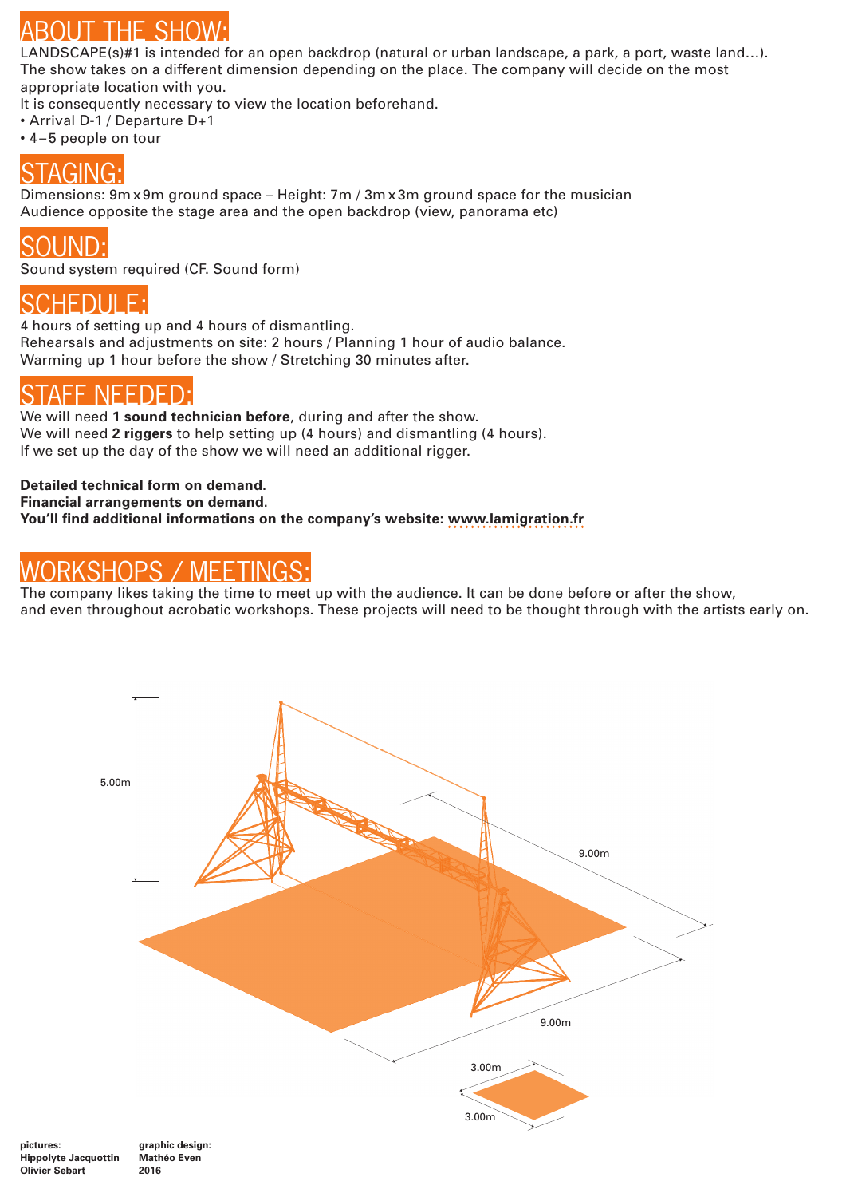## ABOUT THE SHOW:

LANDSCAPE(s)#1 is intended for an open backdrop (natural or urban landscape, a park, a port, waste land…). The show takes on a different dimension depending on the place. The company will decide on the most appropriate location with you.
It is consequently necessary to view the location beforehand.

- Arrival D-1 / Departure D+1
- 4–5 people on tour

## STAGING:

Dimensions: 9m x 9m ground space – Height: 7m / 3m x 3m ground space for the musician
Audience opposite the stage area and the open backdrop (view, panorama etc)

## SOUND:

Sound system required (CF. Sound form)

## SCHEDULE:

4 hours of setting up and 4 hours of dismantling.
Rehearsals and adjustments on site: 2 hours / Planning 1 hour of audio balance.
Warming up 1 hour before the show / Stretching 30 minutes after.

## STAFF NEEDED:

We will need **1 sound technician before**, during and after the show.
We will need **2 riggers** to help setting up (4 hours) and dismantling (4 hours).
If we set up the day of the show we will need an additional rigger.

**Detailed technical form on demand.**
**Financial arrangements on demand.**
**You'll find additional informations on the company's website: www.lamigration.fr**

## WORKSHOPS / MEETINGS:

The company likes taking the time to meet up with the audience. It can be done before or after the show, and even throughout acrobatic workshops. These projects will need to be thought through with the artists early on.

5.00m

9.00m

9.00m

3.00m

3.00m

**pictures:**
**Hippolyte Jacquottin**
**Olivier Sebart**

**graphic design:**
**Mathéo Even**
**2016**